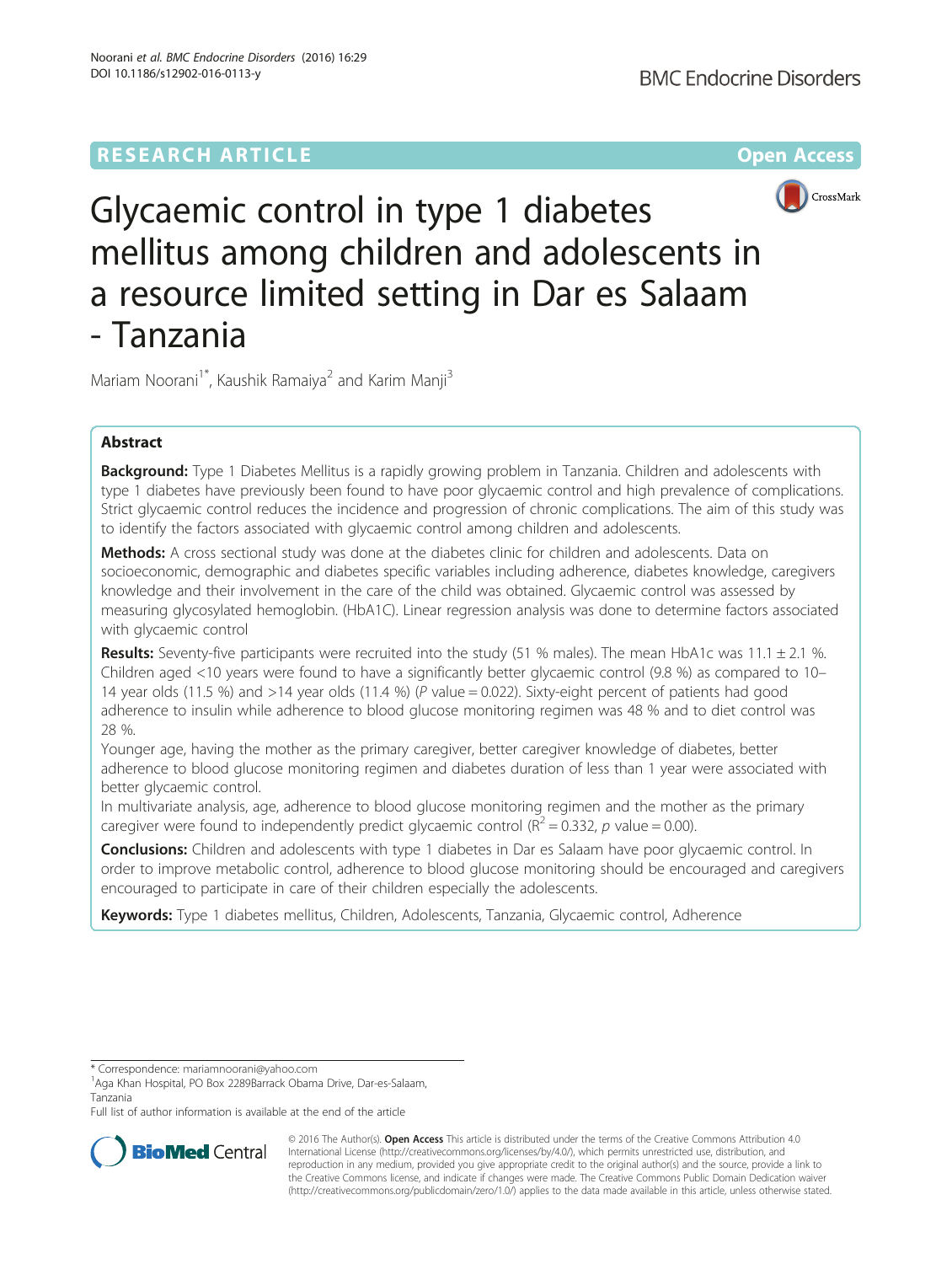# Glycaemic control in type 1 diabetes mellitus among children and adolescents in a resource limited setting in Dar es Salaam - Tanzania

Mariam Noorani[1*], Kaushik Ramaiya[2] and Karim Manji[3]

## Abstract

**Background:** Type 1 Diabetes Mellitus is a rapidly growing problem in Tanzania. Children and adolescents with type 1 diabetes have previously been found to have poor glycaemic control and high prevalence of complications. Strict glycaemic control reduces the incidence and progression of chronic complications. The aim of this study was to identify the factors associated with glycaemic control among children and adolescents.

**Methods:** A cross sectional study was done at the diabetes clinic for children and adolescents. Data on socioeconomic, demographic and diabetes specific variables including adherence, diabetes knowledge, caregivers knowledge and their involvement in the care of the child was obtained. Glycaemic control was assessed by measuring glycosylated hemoglobin. (HbA1C). Linear regression analysis was done to determine factors associated with glycaemic control

**Results:** Seventy-five participants were recruited into the study (51 % males). The mean HbA1c was 11.1 ± 2.1 %. Children aged <10 years were found to have a significantly better glycaemic control (9.8 %) as compared to 10–14 year olds (11.5 %) and >14 year olds (11.4 %) (*P* value = 0.022). Sixty-eight percent of patients had good adherence to insulin while adherence to blood glucose monitoring regimen was 48 % and to diet control was 28 %.

Younger age, having the mother as the primary caregiver, better caregiver knowledge of diabetes, better adherence to blood glucose monitoring regimen and diabetes duration of less than 1 year were associated with better glycaemic control.

In multivariate analysis, age, adherence to blood glucose monitoring regimen and the mother as the primary caregiver were found to independently predict glycaemic control ($R^2 = 0.332$, *p* value = 0.00).

**Conclusions:** Children and adolescents with type 1 diabetes in Dar es Salaam have poor glycaemic control. In order to improve metabolic control, adherence to blood glucose monitoring should be encouraged and caregivers encouraged to participate in care of their children especially the adolescents.

**Keywords:** Type 1 diabetes mellitus, Children, Adolescents, Tanzania, Glycaemic control, Adherence

\* Correspondence: mariamnoorani@yahoo.com
[1]Aga Khan Hospital, PO Box 2289Barrack Obama Drive, Dar-es-Salaam, Tanzania
Full list of author information is available at the end of the article

© 2016 The Author(s). **Open Access** This article is distributed under the terms of the Creative Commons Attribution 4.0 International License (http://creativecommons.org/licenses/by/4.0/), which permits unrestricted use, distribution, and reproduction in any medium, provided you give appropriate credit to the original author(s) and the source, provide a link to the Creative Commons license, and indicate if changes were made. The Creative Commons Public Domain Dedication waiver (http://creativecommons.org/publicdomain/zero/1.0/) applies to the data made available in this article, unless otherwise stated.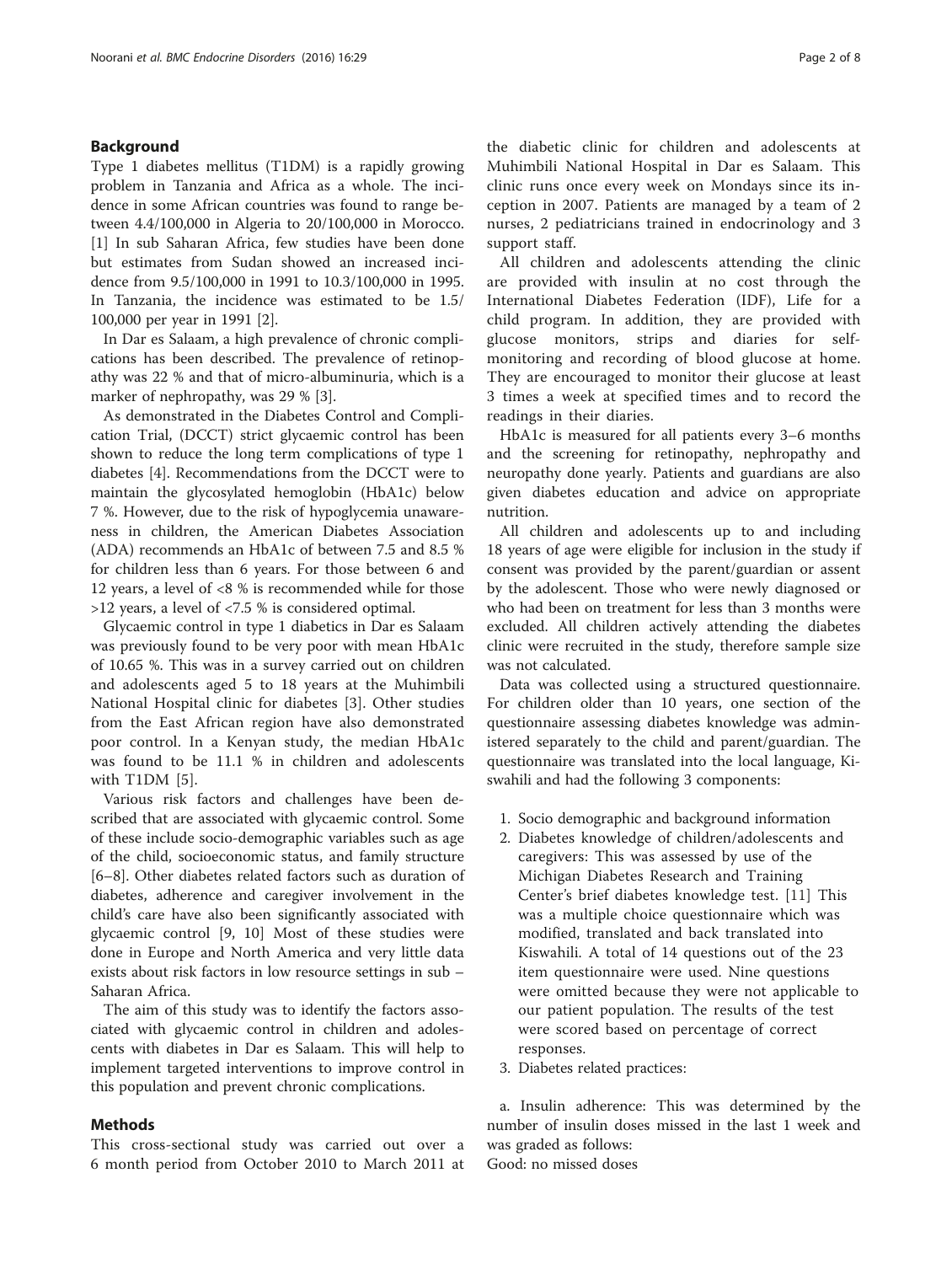## Background

Type 1 diabetes mellitus (T1DM) is a rapidly growing problem in Tanzania and Africa as a whole. The incidence in some African countries was found to range between 4.4/100,000 in Algeria to 20/100,000 in Morocco. [1] In sub Saharan Africa, few studies have been done but estimates from Sudan showed an increased incidence from 9.5/100,000 in 1991 to 10.3/100,000 in 1995. In Tanzania, the incidence was estimated to be 1.5/100,000 per year in 1991 [2].

In Dar es Salaam, a high prevalence of chronic complications has been described. The prevalence of retinopathy was 22 % and that of micro-albuminuria, which is a marker of nephropathy, was 29 % [3].

As demonstrated in the Diabetes Control and Complication Trial, (DCCT) strict glycaemic control has been shown to reduce the long term complications of type 1 diabetes [4]. Recommendations from the DCCT were to maintain the glycosylated hemoglobin (HbA1c) below 7 %. However, due to the risk of hypoglycemia unawareness in children, the American Diabetes Association (ADA) recommends an HbA1c of between 7.5 and 8.5 % for children less than 6 years. For those between 6 and 12 years, a level of <8 % is recommended while for those >12 years, a level of <7.5 % is considered optimal.

Glycaemic control in type 1 diabetics in Dar es Salaam was previously found to be very poor with mean HbA1c of 10.65 %. This was in a survey carried out on children and adolescents aged 5 to 18 years at the Muhimbili National Hospital clinic for diabetes [3]. Other studies from the East African region have also demonstrated poor control. In a Kenyan study, the median HbA1c was found to be 11.1 % in children and adolescents with T1DM [5].

Various risk factors and challenges have been described that are associated with glycaemic control. Some of these include socio-demographic variables such as age of the child, socioeconomic status, and family structure [6–8]. Other diabetes related factors such as duration of diabetes, adherence and caregiver involvement in the child's care have also been significantly associated with glycaemic control [9, 10] Most of these studies were done in Europe and North America and very little data exists about risk factors in low resource settings in sub – Saharan Africa.

The aim of this study was to identify the factors associated with glycaemic control in children and adolescents with diabetes in Dar es Salaam. This will help to implement targeted interventions to improve control in this population and prevent chronic complications.

## Methods

This cross-sectional study was carried out over a 6 month period from October 2010 to March 2011 at the diabetic clinic for children and adolescents at Muhimbili National Hospital in Dar es Salaam. This clinic runs once every week on Mondays since its inception in 2007. Patients are managed by a team of 2 nurses, 2 pediatricians trained in endocrinology and 3 support staff.

All children and adolescents attending the clinic are provided with insulin at no cost through the International Diabetes Federation (IDF), Life for a child program. In addition, they are provided with glucose monitors, strips and diaries for self-monitoring and recording of blood glucose at home. They are encouraged to monitor their glucose at least 3 times a week at specified times and to record the readings in their diaries.

HbA1c is measured for all patients every 3–6 months and the screening for retinopathy, nephropathy and neuropathy done yearly. Patients and guardians are also given diabetes education and advice on appropriate nutrition.

All children and adolescents up to and including 18 years of age were eligible for inclusion in the study if consent was provided by the parent/guardian or assent by the adolescent. Those who were newly diagnosed or who had been on treatment for less than 3 months were excluded. All children actively attending the diabetes clinic were recruited in the study, therefore sample size was not calculated.

Data was collected using a structured questionnaire. For children older than 10 years, one section of the questionnaire assessing diabetes knowledge was administered separately to the child and parent/guardian. The questionnaire was translated into the local language, Kiswahili and had the following 3 components:

1. Socio demographic and background information
2. Diabetes knowledge of children/adolescents and caregivers: This was assessed by use of the Michigan Diabetes Research and Training Center's brief diabetes knowledge test. [11] This was a multiple choice questionnaire which was modified, translated and back translated into Kiswahili. A total of 14 questions out of the 23 item questionnaire were used. Nine questions were omitted because they were not applicable to our patient population. The results of the test were scored based on percentage of correct responses.
3. Diabetes related practices:

a. Insulin adherence: This was determined by the number of insulin doses missed in the last 1 week and was graded as follows:
Good: no missed doses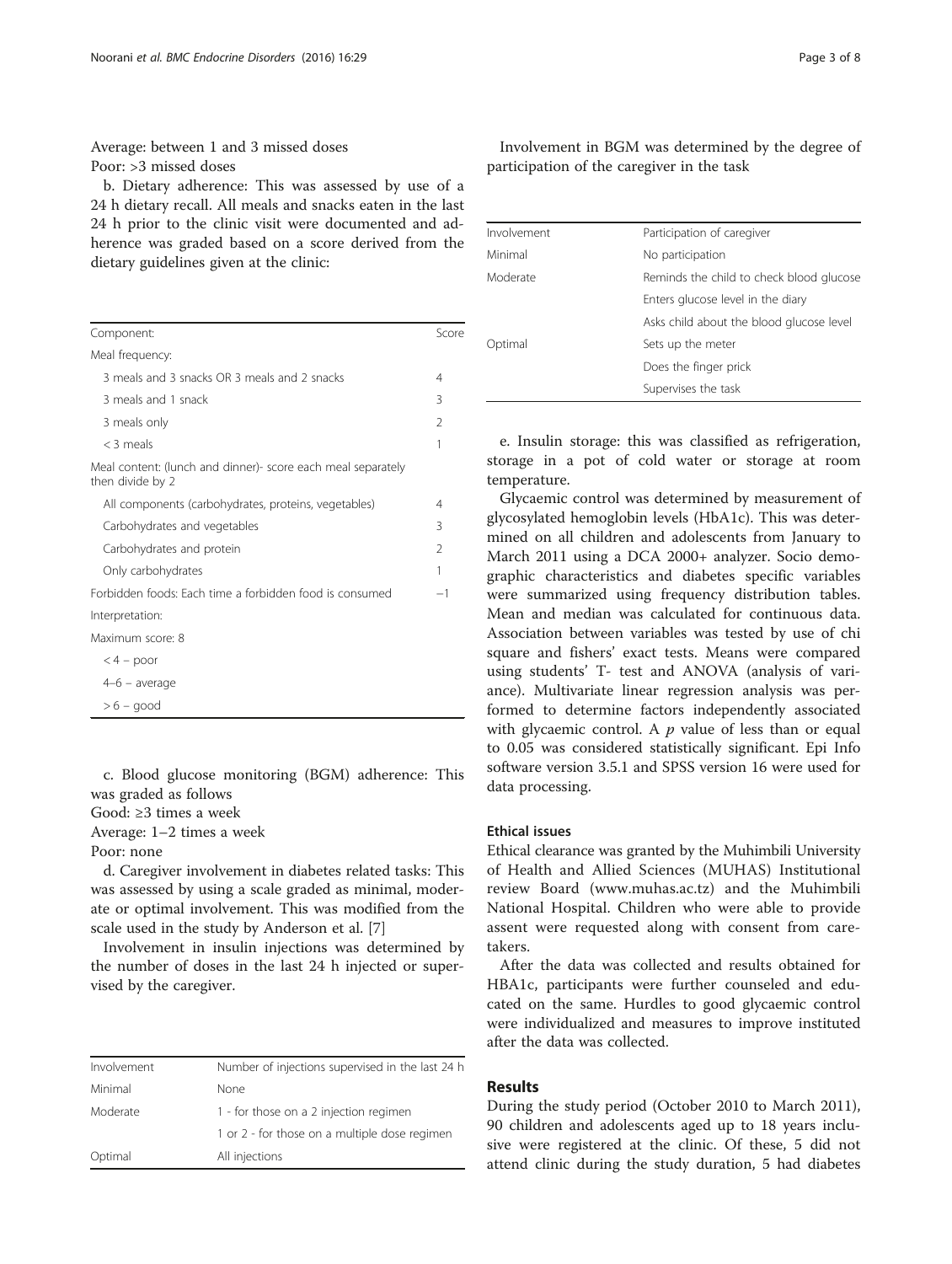Average: between 1 and 3 missed doses

Poor: >3 missed doses

b. Dietary adherence: This was assessed by use of a 24 h dietary recall. All meals and snacks eaten in the last 24 h prior to the clinic visit were documented and adherence was graded based on a score derived from the dietary guidelines given at the clinic:

| Component: | Score |
|---|---|
| Meal frequency: | |
| 3 meals and 3 snacks OR 3 meals and 2 snacks | 4 |
| 3 meals and 1 snack | 3 |
| 3 meals only | 2 |
| < 3 meals | 1 |
| Meal content: (lunch and dinner)- score each meal separately then divide by 2 | |
| All components (carbohydrates, proteins, vegetables) | 4 |
| Carbohydrates and vegetables | 3 |
| Carbohydrates and protein | 2 |
| Only carbohydrates | 1 |
| Forbidden foods: Each time a forbidden food is consumed | −1 |
| Interpretation: | |
| Maximum score: 8 | |
| < 4 – poor | |
| 4–6 – average | |
| > 6 – good | |

c. Blood glucose monitoring (BGM) adherence: This was graded as follows

Good: ≥3 times a week

Average: 1–2 times a week

Poor: none

d. Caregiver involvement in diabetes related tasks: This was assessed by using a scale graded as minimal, moderate or optimal involvement. This was modified from the scale used in the study by Anderson et al. [7]

Involvement in insulin injections was determined by the number of doses in the last 24 h injected or supervised by the caregiver.

| Involvement | Number of injections supervised in the last 24 h |
|---|---|
| Minimal | None |
| Moderate | 1 - for those on a 2 injection regimen |
| | 1 or 2 - for those on a multiple dose regimen |
| Optimal | All injections |

Involvement in BGM was determined by the degree of participation of the caregiver in the task

| Involvement | Participation of caregiver |
|---|---|
| Minimal | No participation |
| Moderate | Reminds the child to check blood glucose |
| | Enters glucose level in the diary |
| | Asks child about the blood glucose level |
| Optimal | Sets up the meter |
| | Does the finger prick |
| | Supervises the task |

e. Insulin storage: this was classified as refrigeration, storage in a pot of cold water or storage at room temperature.

Glycaemic control was determined by measurement of glycosylated hemoglobin levels (HbA1c). This was determined on all children and adolescents from January to March 2011 using a DCA 2000+ analyzer. Socio demographic characteristics and diabetes specific variables were summarized using frequency distribution tables. Mean and median was calculated for continuous data. Association between variables was tested by use of chi square and fishers' exact tests. Means were compared using students' T- test and ANOVA (analysis of variance). Multivariate linear regression analysis was performed to determine factors independently associated with glycaemic control. A $p$ value of less than or equal to 0.05 was considered statistically significant. Epi Info software version 3.5.1 and SPSS version 16 were used for data processing.

### Ethical issues

Ethical clearance was granted by the Muhimbili University of Health and Allied Sciences (MUHAS) Institutional review Board (www.muhas.ac.tz) and the Muhimbili National Hospital. Children who were able to provide assent were requested along with consent from caretakers.

After the data was collected and results obtained for HBA1c, participants were further counseled and educated on the same. Hurdles to good glycaemic control were individualized and measures to improve instituted after the data was collected.

## Results

During the study period (October 2010 to March 2011), 90 children and adolescents aged up to 18 years inclusive were registered at the clinic. Of these, 5 did not attend clinic during the study duration, 5 had diabetes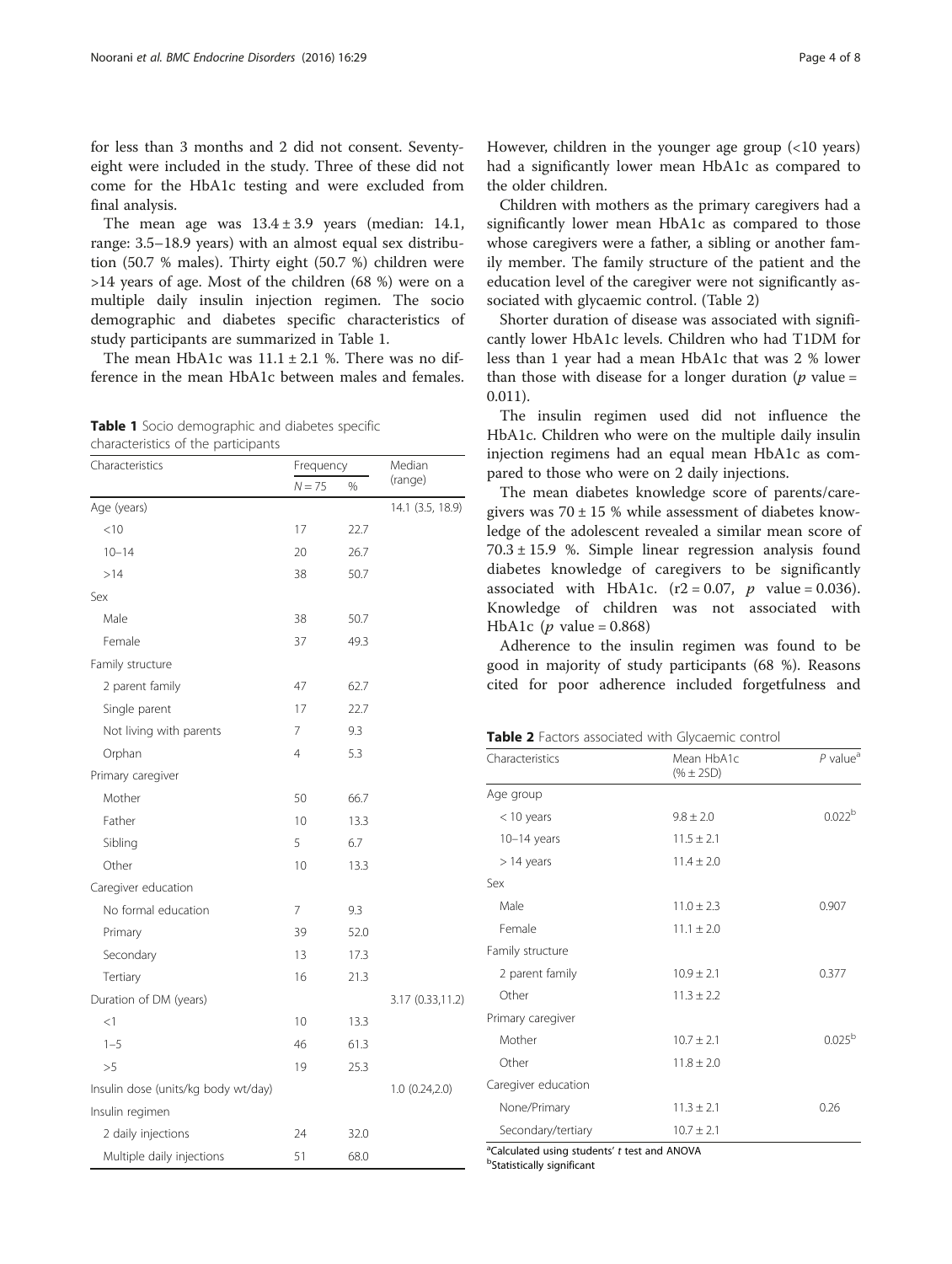for less than 3 months and 2 did not consent. Seventy-eight were included in the study. Three of these did not come for the HbA1c testing and were excluded from final analysis.

The mean age was 13.4 ± 3.9 years (median: 14.1, range: 3.5–18.9 years) with an almost equal sex distribution (50.7 % males). Thirty eight (50.7 %) children were >14 years of age. Most of the children (68 %) were on a multiple daily insulin injection regimen. The socio demographic and diabetes specific characteristics of study participants are summarized in Table 1.

The mean HbA1c was 11.1 ± 2.1 %. There was no difference in the mean HbA1c between males and females.

**Table 1** Socio demographic and diabetes specific characteristics of the participants

| Characteristics | Frequency | | Median (range) |
|---|---|---|---|
| | N = 75 | % | |
| Age (years) | | | 14.1 (3.5, 18.9) |
| <10 | 17 | 22.7 | |
| 10–14 | 20 | 26.7 | |
| >14 | 38 | 50.7 | |
| Sex | | | |
| Male | 38 | 50.7 | |
| Female | 37 | 49.3 | |
| Family structure | | | |
| 2 parent family | 47 | 62.7 | |
| Single parent | 17 | 22.7 | |
| Not living with parents | 7 | 9.3 | |
| Orphan | 4 | 5.3 | |
| Primary caregiver | | | |
| Mother | 50 | 66.7 | |
| Father | 10 | 13.3 | |
| Sibling | 5 | 6.7 | |
| Other | 10 | 13.3 | |
| Caregiver education | | | |
| No formal education | 7 | 9.3 | |
| Primary | 39 | 52.0 | |
| Secondary | 13 | 17.3 | |
| Tertiary | 16 | 21.3 | |
| Duration of DM (years) | | | 3.17 (0.33,11.2) |
| <1 | 10 | 13.3 | |
| 1–5 | 46 | 61.3 | |
| >5 | 19 | 25.3 | |
| Insulin dose (units/kg body wt/day) | | | 1.0 (0.24,2.0) |
| Insulin regimen | | | |
| 2 daily injections | 24 | 32.0 | |
| Multiple daily injections | 51 | 68.0 | |

However, children in the younger age group (<10 years) had a significantly lower mean HbA1c as compared to the older children.

Children with mothers as the primary caregivers had a significantly lower mean HbA1c as compared to those whose caregivers were a father, a sibling or another family member. The family structure of the patient and the education level of the caregiver were not significantly associated with glycaemic control. (Table 2)

Shorter duration of disease was associated with significantly lower HbA1c levels. Children who had T1DM for less than 1 year had a mean HbA1c that was 2 % lower than those with disease for a longer duration ($p$ value = 0.011).

The insulin regimen used did not influence the HbA1c. Children who were on the multiple daily insulin injection regimens had an equal mean HbA1c as compared to those who were on 2 daily injections.

The mean diabetes knowledge score of parents/caregivers was 70 ± 15 % while assessment of diabetes knowledge of the adolescent revealed a similar mean score of 70.3 ± 15.9 %. Simple linear regression analysis found diabetes knowledge of caregivers to be significantly associated with HbA1c. ($r2 = 0.07$, $p$ value = 0.036). Knowledge of children was not associated with HbA1c ($p$ value = 0.868)

Adherence to the insulin regimen was found to be good in majority of study participants (68 %). Reasons cited for poor adherence included forgetfulness and

**Table 2** Factors associated with Glycaemic control

| Characteristics | Mean HbA1c (% ± 2SD) | P value[a] |
|---|---|---|
| Age group | | |
| < 10 years | 9.8 ± 2.0 | 0.022[b] |
| 10–14 years | 11.5 ± 2.1 | |
| > 14 years | 11.4 ± 2.0 | |
| Sex | | |
| Male | 11.0 ± 2.3 | 0.907 |
| Female | 11.1 ± 2.0 | |
| Family structure | | |
| 2 parent family | 10.9 ± 2.1 | 0.377 |
| Other | 11.3 ± 2.2 | |
| Primary caregiver | | |
| Mother | 10.7 ± 2.1 | 0.025[b] |
| Other | 11.8 ± 2.0 | |
| Caregiver education | | |
| None/Primary | 11.3 ± 2.1 | 0.26 |
| Secondary/tertiary | 10.7 ± 2.1 | |

[a]Calculated using students' *t* test and ANOVA
[b]Statistically significant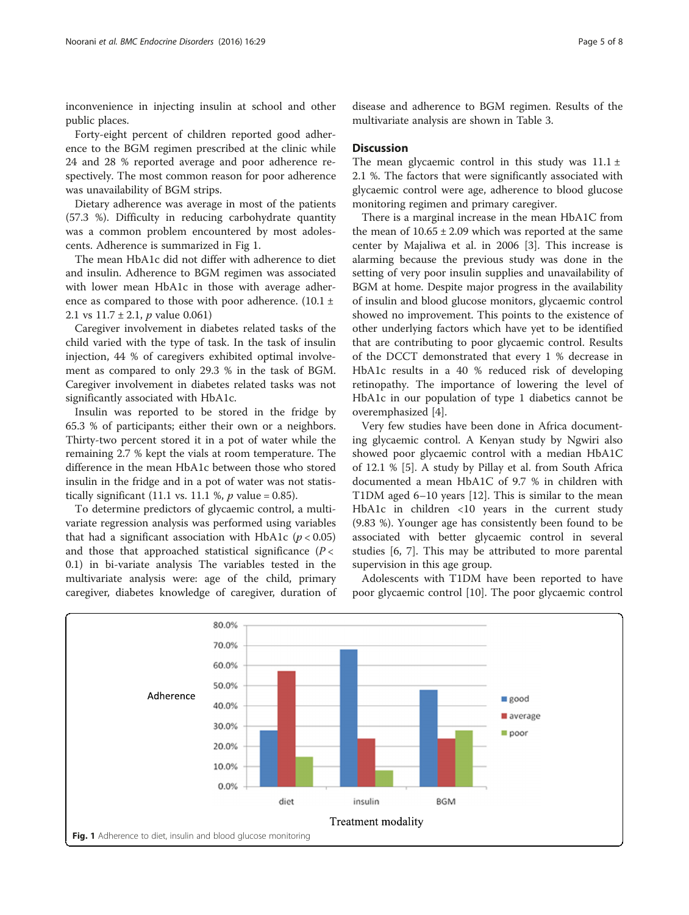inconvenience in injecting insulin at school and other public places.

Forty-eight percent of children reported good adherence to the BGM regimen prescribed at the clinic while 24 and 28 % reported average and poor adherence respectively. The most common reason for poor adherence was unavailability of BGM strips.

Dietary adherence was average in most of the patients (57.3 %). Difficulty in reducing carbohydrate quantity was a common problem encountered by most adolescents. Adherence is summarized in Fig 1.

The mean HbA1c did not differ with adherence to diet and insulin. Adherence to BGM regimen was associated with lower mean HbA1c in those with average adherence as compared to those with poor adherence. (10.1 ± 2.1 vs 11.7 ± 2.1, *p* value 0.061)

Caregiver involvement in diabetes related tasks of the child varied with the type of task. In the task of insulin injection, 44 % of caregivers exhibited optimal involvement as compared to only 29.3 % in the task of BGM. Caregiver involvement in diabetes related tasks was not significantly associated with HbA1c.

Insulin was reported to be stored in the fridge by 65.3 % of participants; either their own or a neighbors. Thirty-two percent stored it in a pot of water while the remaining 2.7 % kept the vials at room temperature. The difference in the mean HbA1c between those who stored insulin in the fridge and in a pot of water was not statistically significant (11.1 vs. 11.1 %, *p* value = 0.85).

To determine predictors of glycaemic control, a multivariate regression analysis was performed using variables that had a significant association with HbA1c ($p < 0.05$) and those that approached statistical significance ($P < 0.1$) in bi-variate analysis The variables tested in the multivariate analysis were: age of the child, primary caregiver, diabetes knowledge of caregiver, duration of disease and adherence to BGM regimen. Results of the multivariate analysis are shown in Table 3.

## Discussion

The mean glycaemic control in this study was 11.1 ± 2.1 %. The factors that were significantly associated with glycaemic control were age, adherence to blood glucose monitoring regimen and primary caregiver.

There is a marginal increase in the mean HbA1C from the mean of 10.65 ± 2.09 which was reported at the same center by Majaliwa et al. in 2006 [3]. This increase is alarming because the previous study was done in the setting of very poor insulin supplies and unavailability of BGM at home. Despite major progress in the availability of insulin and blood glucose monitors, glycaemic control showed no improvement. This points to the existence of other underlying factors which have yet to be identified that are contributing to poor glycaemic control. Results of the DCCT demonstrated that every 1 % decrease in HbA1c results in a 40 % reduced risk of developing retinopathy. The importance of lowering the level of HbA1c in our population of type 1 diabetics cannot be overemphasized [4].

Very few studies have been done in Africa documenting glycaemic control. A Kenyan study by Ngwiri also showed poor glycaemic control with a median HbA1C of 12.1 % [5]. A study by Pillay et al. from South Africa documented a mean HbA1C of 9.7 % in children with T1DM aged 6–10 years [12]. This is similar to the mean HbA1c in children <10 years in the current study (9.83 %). Younger age has consistently been found to be associated with better glycaemic control in several studies [6, 7]. This may be attributed to more parental supervision in this age group.

Adolescents with T1DM have been reported to have poor glycaemic control [10]. The poor glycaemic control

**Fig. 1** Adherence to diet, insulin and blood glucose monitoring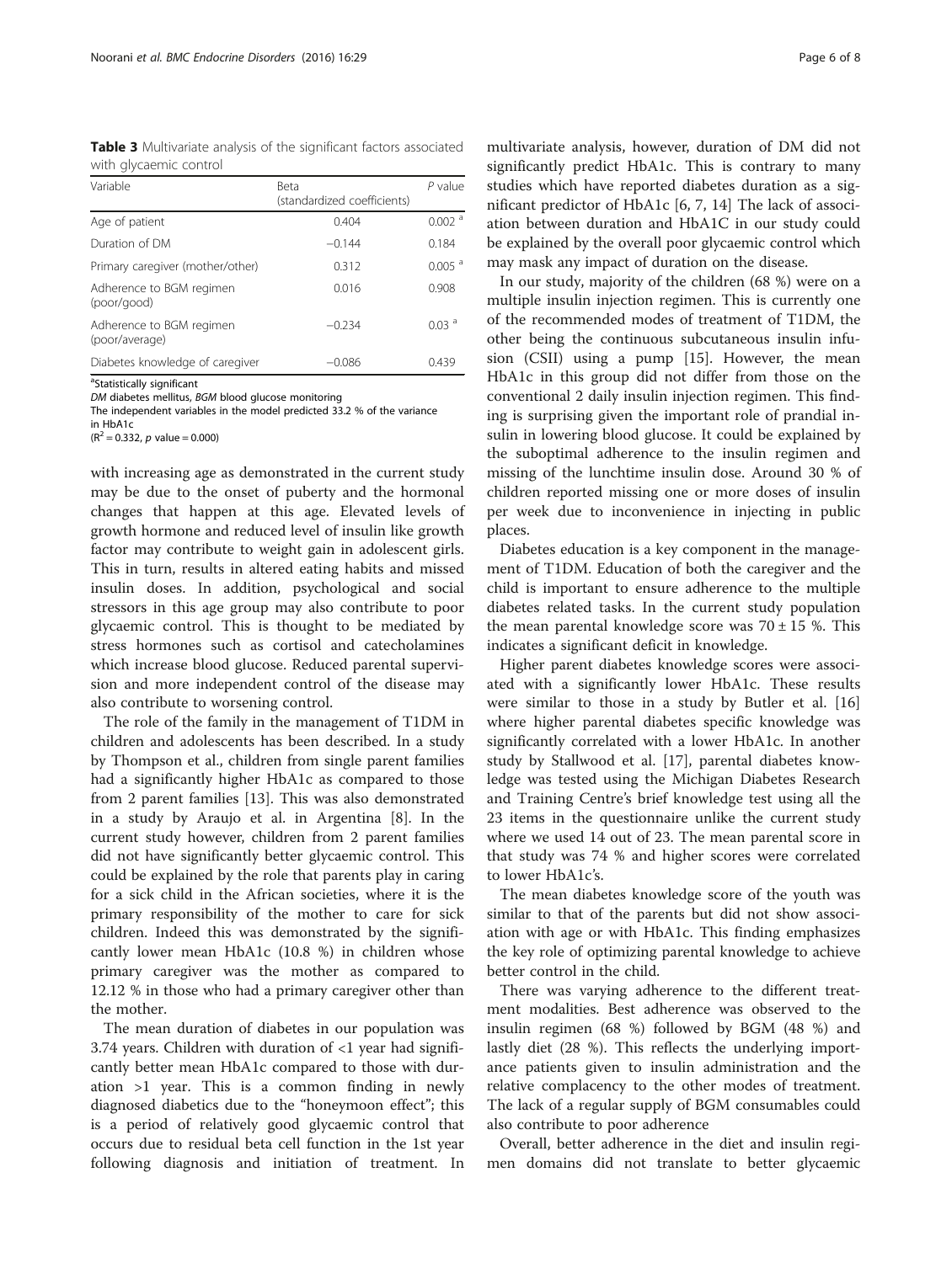**Table 3** Multivariate analysis of the significant factors associated with glycaemic control

| Variable | Beta (standardized coefficients) | *P* value |
|---|---|---|
| Age of patient | 0.404 | 0.002 [a] |
| Duration of DM | −0.144 | 0.184 |
| Primary caregiver (mother/other) | 0.312 | 0.005 [a] |
| Adherence to BGM regimen (poor/good) | 0.016 | 0.908 |
| Adherence to BGM regimen (poor/average) | −0.234 | 0.03 [a] |
| Diabetes knowledge of caregiver | −0.086 | 0.439 |

[a]Statistically significant

*DM* diabetes mellitus, *BGM* blood glucose monitoring

The independent variables in the model predicted 33.2 % of the variance in HbA1c

($R^2$ = 0.332, *p* value = 0.000)

with increasing age as demonstrated in the current study may be due to the onset of puberty and the hormonal changes that happen at this age. Elevated levels of growth hormone and reduced level of insulin like growth factor may contribute to weight gain in adolescent girls. This in turn, results in altered eating habits and missed insulin doses. In addition, psychological and social stressors in this age group may also contribute to poor glycaemic control. This is thought to be mediated by stress hormones such as cortisol and catecholamines which increase blood glucose. Reduced parental supervision and more independent control of the disease may also contribute to worsening control.

The role of the family in the management of T1DM in children and adolescents has been described. In a study by Thompson et al., children from single parent families had a significantly higher HbA1c as compared to those from 2 parent families [13]. This was also demonstrated in a study by Araujo et al. in Argentina [8]. In the current study however, children from 2 parent families did not have significantly better glycaemic control. This could be explained by the role that parents play in caring for a sick child in the African societies, where it is the primary responsibility of the mother to care for sick children. Indeed this was demonstrated by the significantly lower mean HbA1c (10.8 %) in children whose primary caregiver was the mother as compared to 12.12 % in those who had a primary caregiver other than the mother.

The mean duration of diabetes in our population was 3.74 years. Children with duration of <1 year had significantly better mean HbA1c compared to those with duration >1 year. This is a common finding in newly diagnosed diabetics due to the "honeymoon effect"; this is a period of relatively good glycaemic control that occurs due to residual beta cell function in the 1st year following diagnosis and initiation of treatment. In multivariate analysis, however, duration of DM did not significantly predict HbA1c. This is contrary to many studies which have reported diabetes duration as a significant predictor of HbA1c [6, 7, 14] The lack of association between duration and HbA1C in our study could be explained by the overall poor glycaemic control which may mask any impact of duration on the disease.

In our study, majority of the children (68 %) were on a multiple insulin injection regimen. This is currently one of the recommended modes of treatment of T1DM, the other being the continuous subcutaneous insulin infusion (CSII) using a pump [15]. However, the mean HbA1c in this group did not differ from those on the conventional 2 daily insulin injection regimen. This finding is surprising given the important role of prandial insulin in lowering blood glucose. It could be explained by the suboptimal adherence to the insulin regimen and missing of the lunchtime insulin dose. Around 30 % of children reported missing one or more doses of insulin per week due to inconvenience in injecting in public places.

Diabetes education is a key component in the management of T1DM. Education of both the caregiver and the child is important to ensure adherence to the multiple diabetes related tasks. In the current study population the mean parental knowledge score was 70 ± 15 %. This indicates a significant deficit in knowledge.

Higher parent diabetes knowledge scores were associated with a significantly lower HbA1c. These results were similar to those in a study by Butler et al. [16] where higher parental diabetes specific knowledge was significantly correlated with a lower HbA1c. In another study by Stallwood et al. [17], parental diabetes knowledge was tested using the Michigan Diabetes Research and Training Centre's brief knowledge test using all the 23 items in the questionnaire unlike the current study where we used 14 out of 23. The mean parental score in that study was 74 % and higher scores were correlated to lower HbA1c's.

The mean diabetes knowledge score of the youth was similar to that of the parents but did not show association with age or with HbA1c. This finding emphasizes the key role of optimizing parental knowledge to achieve better control in the child.

There was varying adherence to the different treatment modalities. Best adherence was observed to the insulin regimen (68 %) followed by BGM (48 %) and lastly diet (28 %). This reflects the underlying importance patients given to insulin administration and the relative complacency to the other modes of treatment. The lack of a regular supply of BGM consumables could also contribute to poor adherence

Overall, better adherence in the diet and insulin regimen domains did not translate to better glycaemic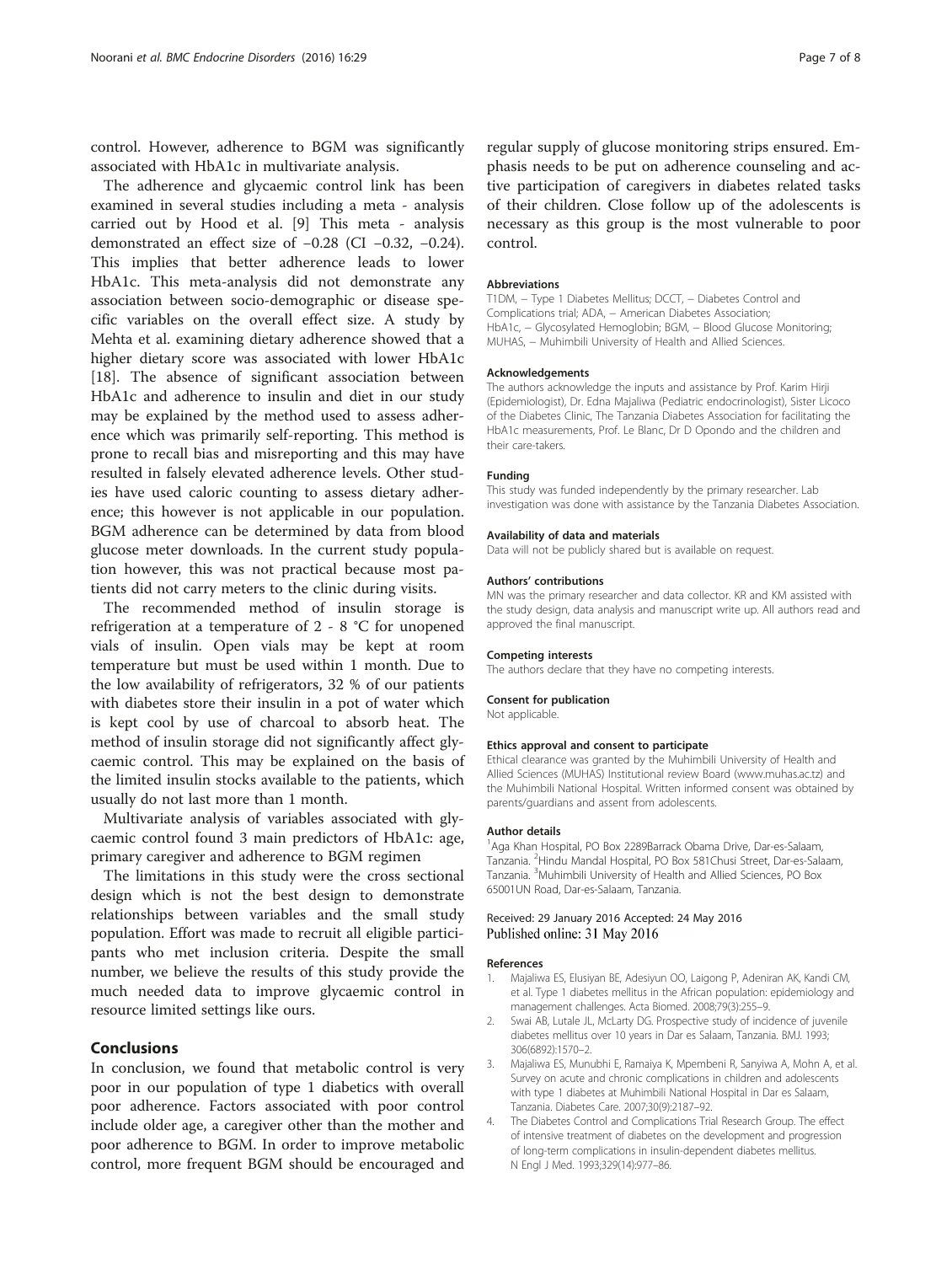control. However, adherence to BGM was significantly associated with HbA1c in multivariate analysis.

The adherence and glycaemic control link has been examined in several studies including a meta - analysis carried out by Hood et al. [9] This meta - analysis demonstrated an effect size of −0.28 (CI −0.32, −0.24). This implies that better adherence leads to lower HbA1c. This meta-analysis did not demonstrate any association between socio-demographic or disease specific variables on the overall effect size. A study by Mehta et al. examining dietary adherence showed that a higher dietary score was associated with lower HbA1c [18]. The absence of significant association between HbA1c and adherence to insulin and diet in our study may be explained by the method used to assess adherence which was primarily self-reporting. This method is prone to recall bias and misreporting and this may have resulted in falsely elevated adherence levels. Other studies have used caloric counting to assess dietary adherence; this however is not applicable in our population. BGM adherence can be determined by data from blood glucose meter downloads. In the current study population however, this was not practical because most patients did not carry meters to the clinic during visits.

The recommended method of insulin storage is refrigeration at a temperature of 2 - 8 °C for unopened vials of insulin. Open vials may be kept at room temperature but must be used within 1 month. Due to the low availability of refrigerators, 32 % of our patients with diabetes store their insulin in a pot of water which is kept cool by use of charcoal to absorb heat. The method of insulin storage did not significantly affect glycaemic control. This may be explained on the basis of the limited insulin stocks available to the patients, which usually do not last more than 1 month.

Multivariate analysis of variables associated with glycaemic control found 3 main predictors of HbA1c: age, primary caregiver and adherence to BGM regimen

The limitations in this study were the cross sectional design which is not the best design to demonstrate relationships between variables and the small study population. Effort was made to recruit all eligible participants who met inclusion criteria. Despite the small number, we believe the results of this study provide the much needed data to improve glycaemic control in resource limited settings like ours.

## Conclusions

In conclusion, we found that metabolic control is very poor in our population of type 1 diabetics with overall poor adherence. Factors associated with poor control include older age, a caregiver other than the mother and poor adherence to BGM. In order to improve metabolic control, more frequent BGM should be encouraged and regular supply of glucose monitoring strips ensured. Emphasis needs to be put on adherence counseling and active participation of caregivers in diabetes related tasks of their children. Close follow up of the adolescents is necessary as this group is the most vulnerable to poor control.

#### Abbreviations

T1DM, − Type 1 Diabetes Mellitus; DCCT, − Diabetes Control and Complications trial; ADA, − American Diabetes Association; HbA1c, − Glycosylated Hemoglobin; BGM, − Blood Glucose Monitoring; MUHAS, − Muhimbili University of Health and Allied Sciences.

#### Acknowledgements

The authors acknowledge the inputs and assistance by Prof. Karim Hirji (Epidemiologist), Dr. Edna Majaliwa (Pediatric endocrinologist), Sister Licoco of the Diabetes Clinic, The Tanzania Diabetes Association for facilitating the HbA1c measurements, Prof. Le Blanc, Dr D Opondo and the children and their care-takers.

#### Funding

This study was funded independently by the primary researcher. Lab investigation was done with assistance by the Tanzania Diabetes Association.

#### Availability of data and materials

Data will not be publicly shared but is available on request.

#### Authors' contributions

MN was the primary researcher and data collector. KR and KM assisted with the study design, data analysis and manuscript write up. All authors read and approved the final manuscript.

#### Competing interests

The authors declare that they have no competing interests.

#### Consent for publication

Not applicable.

#### Ethics approval and consent to participate

Ethical clearance was granted by the Muhimbili University of Health and Allied Sciences (MUHAS) Institutional review Board (www.muhas.ac.tz) and the Muhimbili National Hospital. Written informed consent was obtained by parents/guardians and assent from adolescents.

#### Author details

[1]Aga Khan Hospital, PO Box 2289Barrack Obama Drive, Dar-es-Salaam, Tanzania. [2]Hindu Mandal Hospital, PO Box 581Chusi Street, Dar-es-Salaam, Tanzania. [3]Muhimbili University of Health and Allied Sciences, PO Box 65001UN Road, Dar-es-Salaam, Tanzania.

Received: 29 January 2016 Accepted: 24 May 2016
Published online: 31 May 2016

#### References

1. Majaliwa ES, Elusiyan BE, Adesiyun OO, Laigong P, Adeniran AK, Kandi CM, et al. Type 1 diabetes mellitus in the African population: epidemiology and management challenges. Acta Biomed. 2008;79(3):255–9.
2. Swai AB, Lutale JL, McLarty DG. Prospective study of incidence of juvenile diabetes mellitus over 10 years in Dar es Salaam, Tanzania. BMJ. 1993; 306(6892):1570–2.
3. Majaliwa ES, Munubhi E, Ramaiya K, Mpembeni R, Sanyiwa A, Mohn A, et al. Survey on acute and chronic complications in children and adolescents with type 1 diabetes at Muhimbili National Hospital in Dar es Salaam, Tanzania. Diabetes Care. 2007;30(9):2187–92.
4. The Diabetes Control and Complications Trial Research Group. The effect of intensive treatment of diabetes on the development and progression of long-term complications in insulin-dependent diabetes mellitus. N Engl J Med. 1993;329(14):977–86.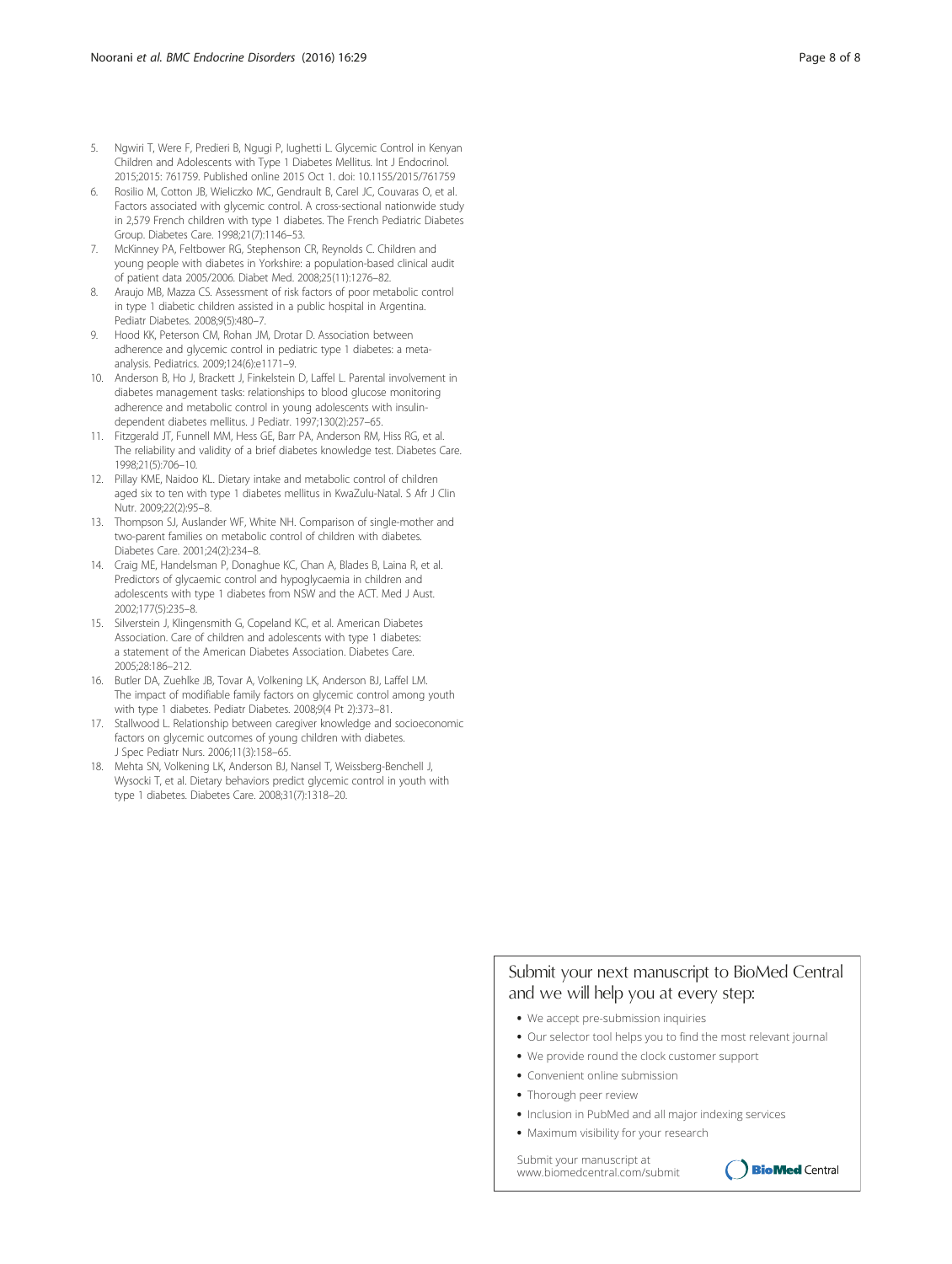5. Ngwiri T, Were F, Predieri B, Ngugi P, Iughetti L. Glycemic Control in Kenyan Children and Adolescents with Type 1 Diabetes Mellitus. Int J Endocrinol. 2015;2015: 761759. Published online 2015 Oct 1. doi: 10.1155/2015/761759
6. Rosilio M, Cotton JB, Wieliczko MC, Gendrault B, Carel JC, Couvaras O, et al. Factors associated with glycemic control. A cross-sectional nationwide study in 2,579 French children with type 1 diabetes. The French Pediatric Diabetes Group. Diabetes Care. 1998;21(7):1146–53.
7. McKinney PA, Feltbower RG, Stephenson CR, Reynolds C. Children and young people with diabetes in Yorkshire: a population-based clinical audit of patient data 2005/2006. Diabet Med. 2008;25(11):1276–82.
8. Araujo MB, Mazza CS. Assessment of risk factors of poor metabolic control in type 1 diabetic children assisted in a public hospital in Argentina. Pediatr Diabetes. 2008;9(5):480–7.
9. Hood KK, Peterson CM, Rohan JM, Drotar D. Association between adherence and glycemic control in pediatric type 1 diabetes: a meta-analysis. Pediatrics. 2009;124(6):e1171–9.
10. Anderson B, Ho J, Brackett J, Finkelstein D, Laffel L. Parental involvement in diabetes management tasks: relationships to blood glucose monitoring adherence and metabolic control in young adolescents with insulin-dependent diabetes mellitus. J Pediatr. 1997;130(2):257–65.
11. Fitzgerald JT, Funnell MM, Hess GE, Barr PA, Anderson RM, Hiss RG, et al. The reliability and validity of a brief diabetes knowledge test. Diabetes Care. 1998;21(5):706–10.
12. Pillay KME, Naidoo KL. Dietary intake and metabolic control of children aged six to ten with type 1 diabetes mellitus in KwaZulu-Natal. S Afr J Clin Nutr. 2009;22(2):95–8.
13. Thompson SJ, Auslander WF, White NH. Comparison of single-mother and two-parent families on metabolic control of children with diabetes. Diabetes Care. 2001;24(2):234–8.
14. Craig ME, Handelsman P, Donaghue KC, Chan A, Blades B, Laina R, et al. Predictors of glycaemic control and hypoglycaemia in children and adolescents with type 1 diabetes from NSW and the ACT. Med J Aust. 2002;177(5):235–8.
15. Silverstein J, Klingensmith G, Copeland KC, et al. American Diabetes Association. Care of children and adolescents with type 1 diabetes: a statement of the American Diabetes Association. Diabetes Care. 2005;28:186–212.
16. Butler DA, Zuehlke JB, Tovar A, Volkening LK, Anderson BJ, Laffel LM. The impact of modifiable family factors on glycemic control among youth with type 1 diabetes. Pediatr Diabetes. 2008;9(4 Pt 2):373–81.
17. Stallwood L. Relationship between caregiver knowledge and socioeconomic factors on glycemic outcomes of young children with diabetes. J Spec Pediatr Nurs. 2006;11(3):158–65.
18. Mehta SN, Volkening LK, Anderson BJ, Nansel T, Weissberg-Benchell J, Wysocki T, et al. Dietary behaviors predict glycemic control in youth with type 1 diabetes. Diabetes Care. 2008;31(7):1318–20.

Submit your next manuscript to BioMed Central and we will help you at every step:

- We accept pre-submission inquiries
- Our selector tool helps you to find the most relevant journal
- We provide round the clock customer support
- Convenient online submission
- Thorough peer review
- Inclusion in PubMed and all major indexing services
- Maximum visibility for your research

Submit your manuscript at
www.biomedcentral.com/submit

BioMed Central